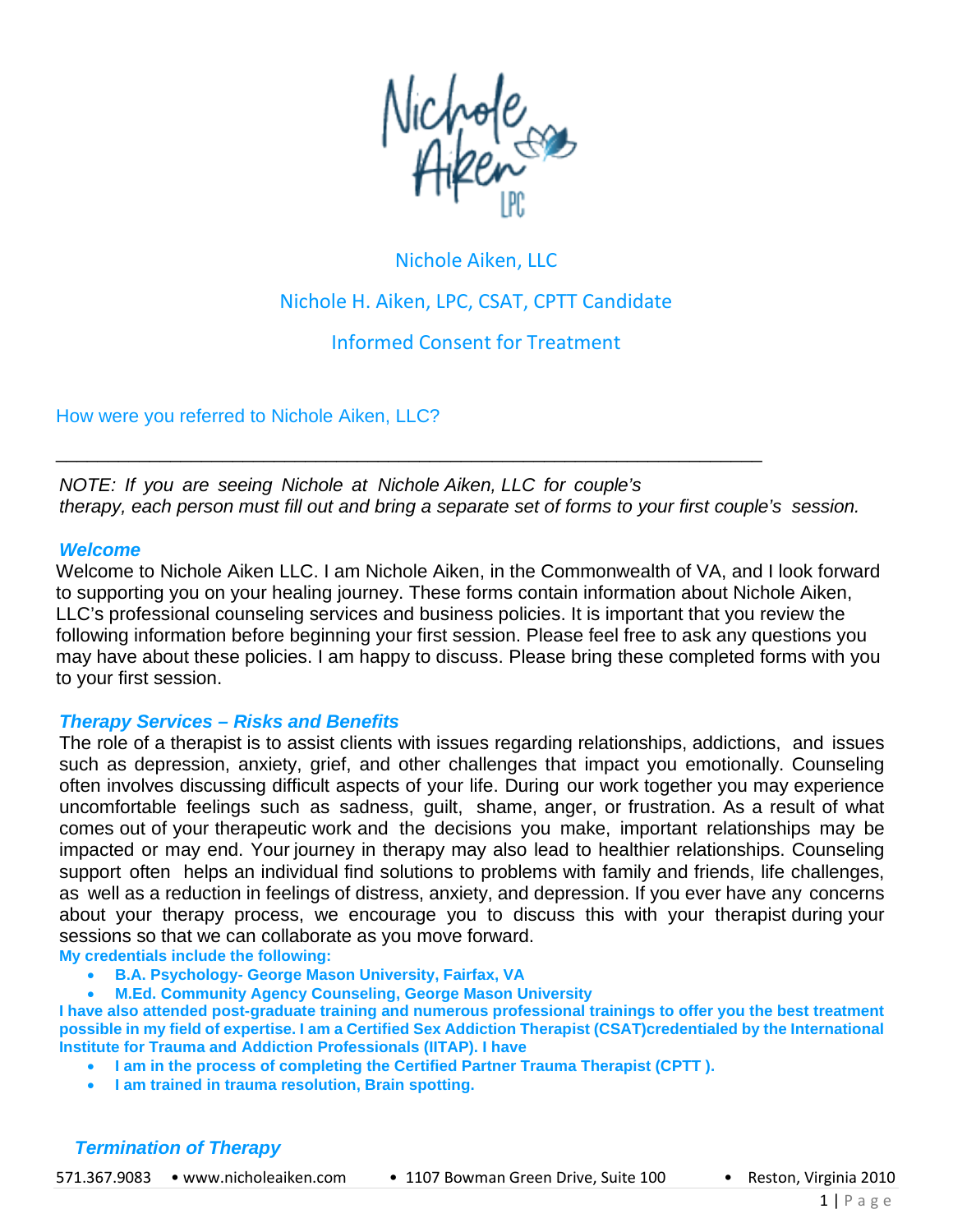Nichole Aiken LPC

Nichole Aiken, LLC

Nichole H. Aiken, LPC, CSAT, CPTT Candidate

Informed Consent for Treatment

How were you referred to Nichole Aiken, LLC?

_______________________________________________________________________

*NOTE: If you are seeing Nichole at Nichole Aiken, LLC for couple's therapy, each person must fill out and bring a separate set of forms to your first couple's session.*

### *Welcome*

Welcome to Nichole Aiken LLC. I am Nichole Aiken, in the Commonwealth of VA, and I look forward to supporting you on your healing journey. These forms contain information about Nichole Aiken, LLC's professional counseling services and business policies. It is important that you review the following information before beginning your first session. Please feel free to ask any questions you may have about these policies. I am happy to discuss. Please bring these completed forms with you to your first session.

### *Therapy Services – Risks and Benefits*

The role of a therapist is to assist clients with issues regarding relationships, addictions, and issues such as depression, anxiety, grief, and other challenges that impact you emotionally. Counseling often involves discussing difficult aspects of your life. During our work together you may experience uncomfortable feelings such as sadness, guilt, shame, anger, or frustration. As a result of what comes out of your therapeutic work and the decisions you make, important relationships may be impacted or may end. Your journey in therapy may also lead to healthier relationships. Counseling support often helps an individual find solutions to problems with family and friends, life challenges, as well as a reduction in feelings of distress, anxiety, and depression. If you ever have any concerns about your therapy process, we encourage you to discuss this with your therapist during your sessions so that we can collaborate as you move forward.

**My credentials include the following:**

- **B.A. Psychology- George Mason University, Fairfax, VA**
- **M.Ed. Community Agency Counseling, George Mason University**

**I have also attended post-graduate training and numerous professional trainings to offer you the best treatment possible in my field of expertise. I am a Certified Sex Addiction Therapist (CSAT)credentialed by the International Institute for Trauma and Addiction Professionals (IITAP). I have**

- **I am in the process of completing the Certified Partner Trauma Therapist (CPTT ).**
- **I am trained in trauma resolution, Brain spotting.**

### *Termination of Therapy*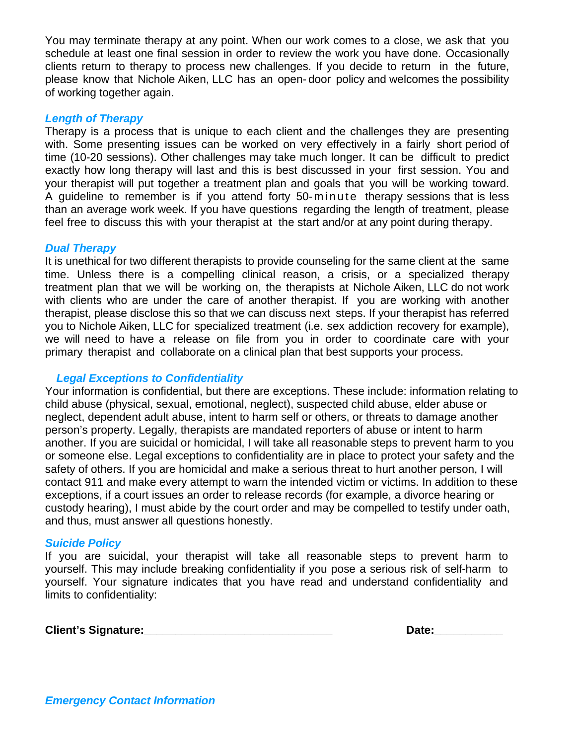You may terminate therapy at any point. When our work comes to a close, we ask that you schedule at least one final session in order to review the work you have done. Occasionally clients return to therapy to process new challenges. If you decide to return in the future, please know that Nichole Aiken, LLC has an open-door policy and welcomes the possibility of working together again.

### *Length of Therapy*

Therapy is a process that is unique to each client and the challenges they are presenting with. Some presenting issues can be worked on very effectively in a fairly short period of time (10-20 sessions). Other challenges may take much longer. It can be difficult to predict exactly how long therapy will last and this is best discussed in your first session. You and your therapist will put together a treatment plan and goals that you will be working toward. A guideline to remember is if you attend forty 50-minute therapy sessions that is less than an average work week. If you have questions regarding the length of treatment, please feel free to discuss this with your therapist at the start and/or at any point during therapy.

### *Dual Therapy*

It is unethical for two different therapists to provide counseling for the same client at the same time. Unless there is a compelling clinical reason, a crisis, or a specialized therapy treatment plan that we will be working on, the therapists at Nichole Aiken, LLC do not work with clients who are under the care of another therapist. If you are working with another therapist, please disclose this so that we can discuss next steps. If your therapist has referred you to Nichole Aiken, LLC for specialized treatment (i.e. sex addiction recovery for example), we will need to have a release on file from you in order to coordinate care with your primary therapist and collaborate on a clinical plan that best supports your process.

### *Legal Exceptions to Confidentiality*

Your information is confidential, but there are exceptions. These include: information relating to child abuse (physical, sexual, emotional, neglect), suspected child abuse, elder abuse or neglect, dependent adult abuse, intent to harm self or others, or threats to damage another person's property. Legally, therapists are mandated reporters of abuse or intent to harm another. If you are suicidal or homicidal, I will take all reasonable steps to prevent harm to you or someone else. Legal exceptions to confidentiality are in place to protect your safety and the safety of others. If you are homicidal and make a serious threat to hurt another person, I will contact 911 and make every attempt to warn the intended victim or victims. In addition to these exceptions, if a court issues an order to release records (for example, a divorce hearing or custody hearing), I must abide by the court order and may be compelled to testify under oath, and thus, must answer all questions honestly.

### *Suicide Policy*

If you are suicidal, your therapist will take all reasonable steps to prevent harm to yourself. This may include breaking confidentiality if you pose a serious risk of self-harm to yourself. Your signature indicates that you have read and understand confidentiality and limits to confidentiality:

**Client's Signature:**______________________________ **Date:**___________

### *Emergency Contact Information*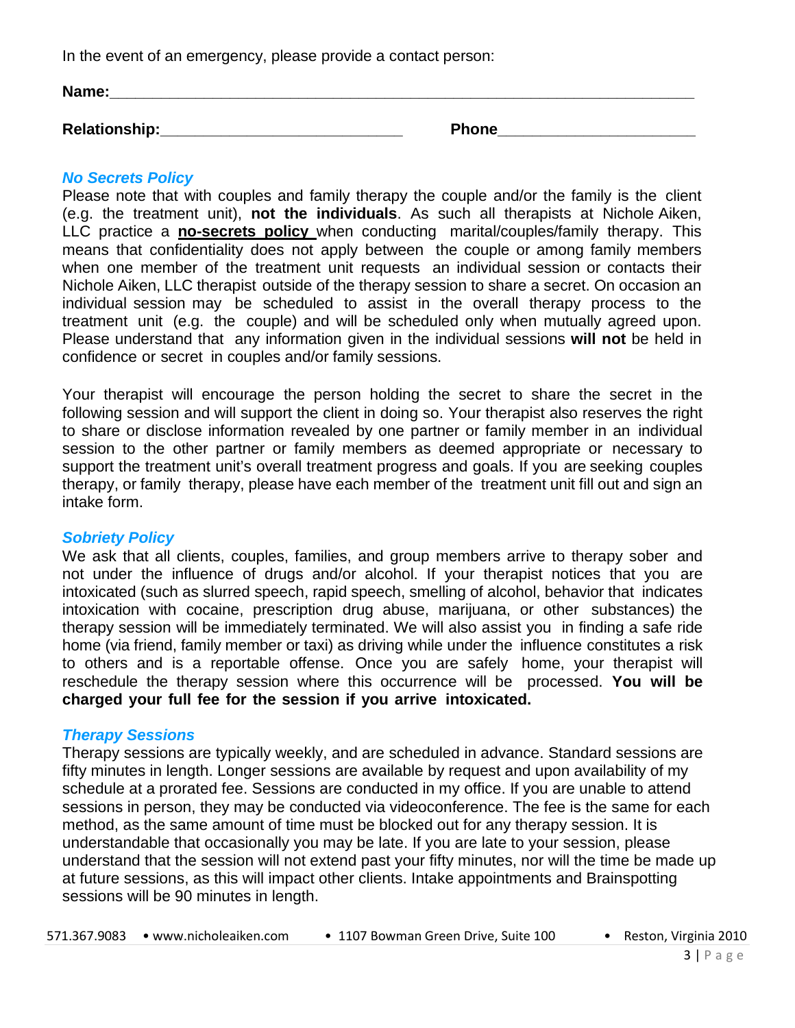In the event of an emergency, please provide a contact person:

**Name:**\_\_\_\_\_\_\_\_\_\_\_\_\_\_\_\_\_\_\_\_\_\_\_\_\_\_\_\_\_\_\_\_\_\_\_\_\_\_\_\_\_\_\_\_\_\_\_\_\_\_\_\_\_\_\_\_\_\_\_\_\_\_\_\_

**Relationship:**\_\_\_\_\_\_\_\_\_\_\_\_\_\_\_\_\_\_\_\_\_\_\_\_\_\_\_\_ **Phone**\_\_\_\_\_\_\_\_\_\_\_\_\_\_\_\_\_\_\_\_\_\_\_

### *No Secrets Policy*

Please note that with couples and family therapy the couple and/or the family is the client (e.g. the treatment unit), **not the individuals**. As such all therapists at Nichole Aiken, LLC practice a **no-secrets policy** when conducting marital/couples/family therapy. This means that confidentiality does not apply between the couple or among family members when one member of the treatment unit requests an individual session or contacts their Nichole Aiken, LLC therapist outside of the therapy session to share a secret. On occasion an individual session may be scheduled to assist in the overall therapy process to the treatment unit (e.g. the couple) and will be scheduled only when mutually agreed upon. Please understand that any information given in the individual sessions **will not** be held in confidence or secret in couples and/or family sessions.

Your therapist will encourage the person holding the secret to share the secret in the following session and will support the client in doing so. Your therapist also reserves the right to share or disclose information revealed by one partner or family member in an individual session to the other partner or family members as deemed appropriate or necessary to support the treatment unit's overall treatment progress and goals. If you are seeking couples therapy, or family therapy, please have each member of the treatment unit fill out and sign an intake form.

### *Sobriety Policy*

We ask that all clients, couples, families, and group members arrive to therapy sober and not under the influence of drugs and/or alcohol. If your therapist notices that you are intoxicated (such as slurred speech, rapid speech, smelling of alcohol, behavior that indicates intoxication with cocaine, prescription drug abuse, marijuana, or other substances) the therapy session will be immediately terminated. We will also assist you in finding a safe ride home (via friend, family member or taxi) as driving while under the influence constitutes a risk to others and is a reportable offense. Once you are safely home, your therapist will reschedule the therapy session where this occurrence will be processed. **You will be charged your full fee for the session if you arrive intoxicated.**

### *Therapy Sessions*

Therapy sessions are typically weekly, and are scheduled in advance. Standard sessions are fifty minutes in length. Longer sessions are available by request and upon availability of my schedule at a prorated fee. Sessions are conducted in my office. If you are unable to attend sessions in person, they may be conducted via videoconference. The fee is the same for each method, as the same amount of time must be blocked out for any therapy session. It is understandable that occasionally you may be late. If you are late to your session, please understand that the session will not extend past your fifty minutes, nor will the time be made up at future sessions, as this will impact other clients. Intake appointments and Brainspotting sessions will be 90 minutes in length.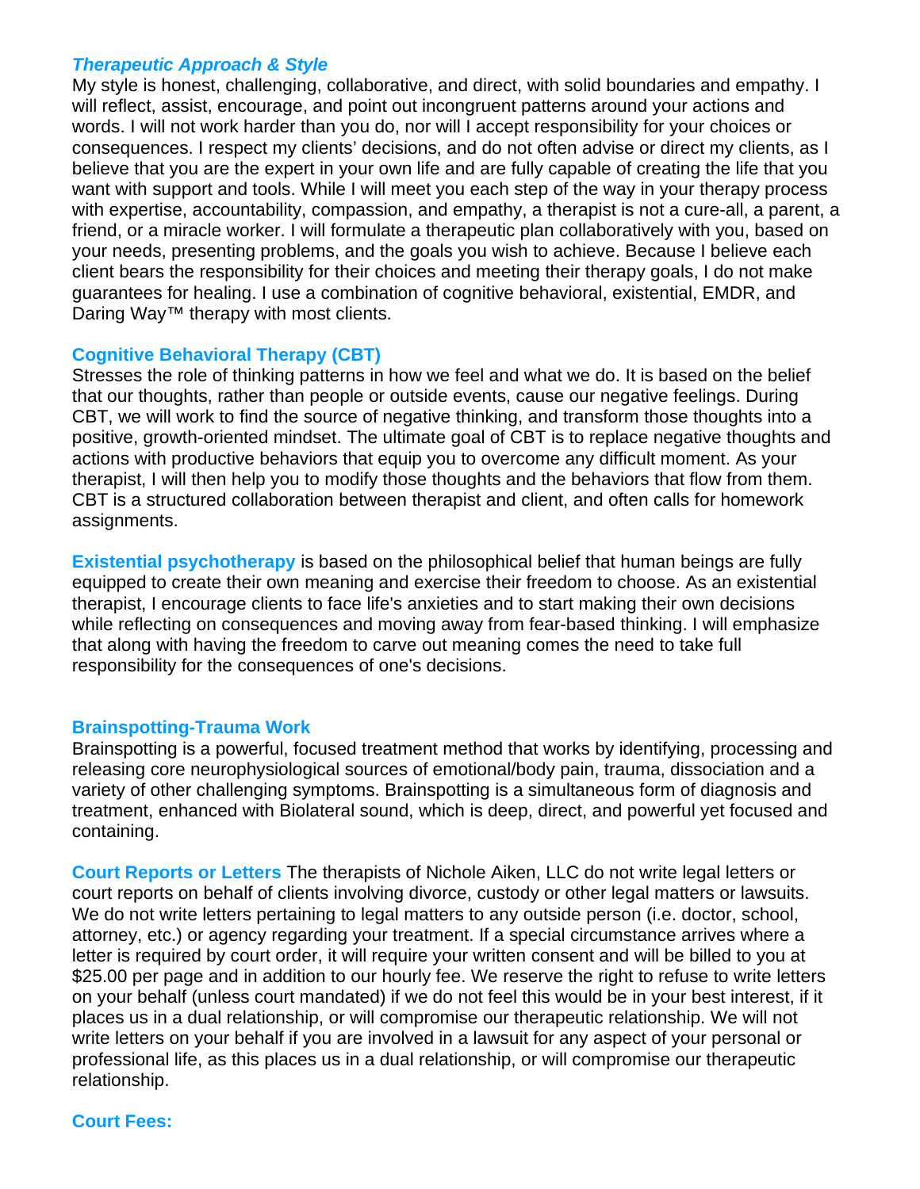### ***Therapeutic Approach & Style***

My style is honest, challenging, collaborative, and direct, with solid boundaries and empathy. I will reflect, assist, encourage, and point out incongruent patterns around your actions and words. I will not work harder than you do, nor will I accept responsibility for your choices or consequences. I respect my clients' decisions, and do not often advise or direct my clients, as I believe that you are the expert in your own life and are fully capable of creating the life that you want with support and tools. While I will meet you each step of the way in your therapy process with expertise, accountability, compassion, and empathy, a therapist is not a cure-all, a parent, a friend, or a miracle worker. I will formulate a therapeutic plan collaboratively with you, based on your needs, presenting problems, and the goals you wish to achieve. Because I believe each client bears the responsibility for their choices and meeting their therapy goals, I do not make guarantees for healing. I use a combination of cognitive behavioral, existential, EMDR, and Daring Way™ therapy with most clients.

### **Cognitive Behavioral Therapy (CBT)**

Stresses the role of thinking patterns in how we feel and what we do. It is based on the belief that our thoughts, rather than people or outside events, cause our negative feelings. During CBT, we will work to find the source of negative thinking, and transform those thoughts into a positive, growth-oriented mindset. The ultimate goal of CBT is to replace negative thoughts and actions with productive behaviors that equip you to overcome any difficult moment. As your therapist, I will then help you to modify those thoughts and the behaviors that flow from them. CBT is a structured collaboration between therapist and client, and often calls for homework assignments.

**Existential psychotherapy** is based on the philosophical belief that human beings are fully equipped to create their own meaning and exercise their freedom to choose. As an existential therapist, I encourage clients to face life's anxieties and to start making their own decisions while reflecting on consequences and moving away from fear-based thinking. I will emphasize that along with having the freedom to carve out meaning comes the need to take full responsibility for the consequences of one's decisions.

### **Brainspotting-Trauma Work**

Brainspotting is a powerful, focused treatment method that works by identifying, processing and releasing core neurophysiological sources of emotional/body pain, trauma, dissociation and a variety of other challenging symptoms. Brainspotting is a simultaneous form of diagnosis and treatment, enhanced with Biolateral sound, which is deep, direct, and powerful yet focused and containing.

**Court Reports or Letters** The therapists of Nichole Aiken, LLC do not write legal letters or court reports on behalf of clients involving divorce, custody or other legal matters or lawsuits. We do not write letters pertaining to legal matters to any outside person (i.e. doctor, school, attorney, etc.) or agency regarding your treatment. If a special circumstance arrives where a letter is required by court order, it will require your written consent and will be billed to you at $25.00 per page and in addition to our hourly fee. We reserve the right to refuse to write letters on your behalf (unless court mandated) if we do not feel this would be in your best interest, if it places us in a dual relationship, or will compromise our therapeutic relationship. We will not write letters on your behalf if you are involved in a lawsuit for any aspect of your personal or professional life, as this places us in a dual relationship, or will compromise our therapeutic relationship.

### **Court Fees:**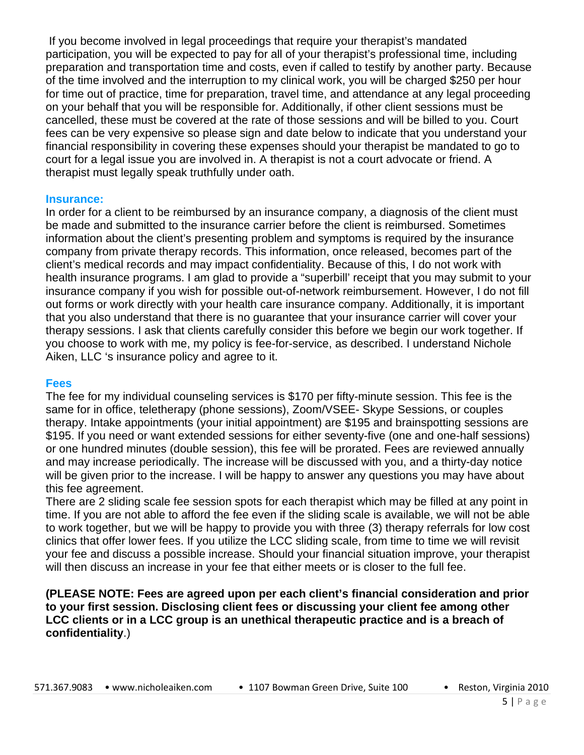If you become involved in legal proceedings that require your therapist's mandated participation, you will be expected to pay for all of your therapist's professional time, including preparation and transportation time and costs, even if called to testify by another party. Because of the time involved and the interruption to my clinical work, you will be charged $250 per hour for time out of practice, time for preparation, travel time, and attendance at any legal proceeding on your behalf that you will be responsible for. Additionally, if other client sessions must be cancelled, these must be covered at the rate of those sessions and will be billed to you. Court fees can be very expensive so please sign and date below to indicate that you understand your financial responsibility in covering these expenses should your therapist be mandated to go to court for a legal issue you are involved in. A therapist is not a court advocate or friend. A therapist must legally speak truthfully under oath.

## Insurance:

In order for a client to be reimbursed by an insurance company, a diagnosis of the client must be made and submitted to the insurance carrier before the client is reimbursed. Sometimes information about the client's presenting problem and symptoms is required by the insurance company from private therapy records. This information, once released, becomes part of the client's medical records and may impact confidentiality. Because of this, I do not work with health insurance programs. I am glad to provide a "superbill' receipt that you may submit to your insurance company if you wish for possible out-of-network reimbursement. However, I do not fill out forms or work directly with your health care insurance company. Additionally, it is important that you also understand that there is no guarantee that your insurance carrier will cover your therapy sessions. I ask that clients carefully consider this before we begin our work together. If you choose to work with me, my policy is fee-for-service, as described. I understand Nichole Aiken, LLC 's insurance policy and agree to it.

## Fees

The fee for my individual counseling services is $170 per fifty-minute session. This fee is the same for in office, teletherapy (phone sessions), Zoom/VSEE- Skype Sessions, or couples therapy. Intake appointments (your initial appointment) are $195 and brainspotting sessions are $195. If you need or want extended sessions for either seventy-five (one and one-half sessions) or one hundred minutes (double session), this fee will be prorated. Fees are reviewed annually and may increase periodically. The increase will be discussed with you, and a thirty-day notice will be given prior to the increase. I will be happy to answer any questions you may have about this fee agreement.

There are 2 sliding scale fee session spots for each therapist which may be filled at any point in time. If you are not able to afford the fee even if the sliding scale is available, we will not be able to work together, but we will be happy to provide you with three (3) therapy referrals for low cost clinics that offer lower fees. If you utilize the LCC sliding scale, from time to time we will revisit your fee and discuss a possible increase. Should your financial situation improve, your therapist will then discuss an increase in your fee that either meets or is closer to the full fee.

**(PLEASE NOTE: Fees are agreed upon per each client's financial consideration and prior to your first session. Disclosing client fees or discussing your client fee among other LCC clients or in a LCC group is an unethical therapeutic practice and is a breach of confidentiality**.)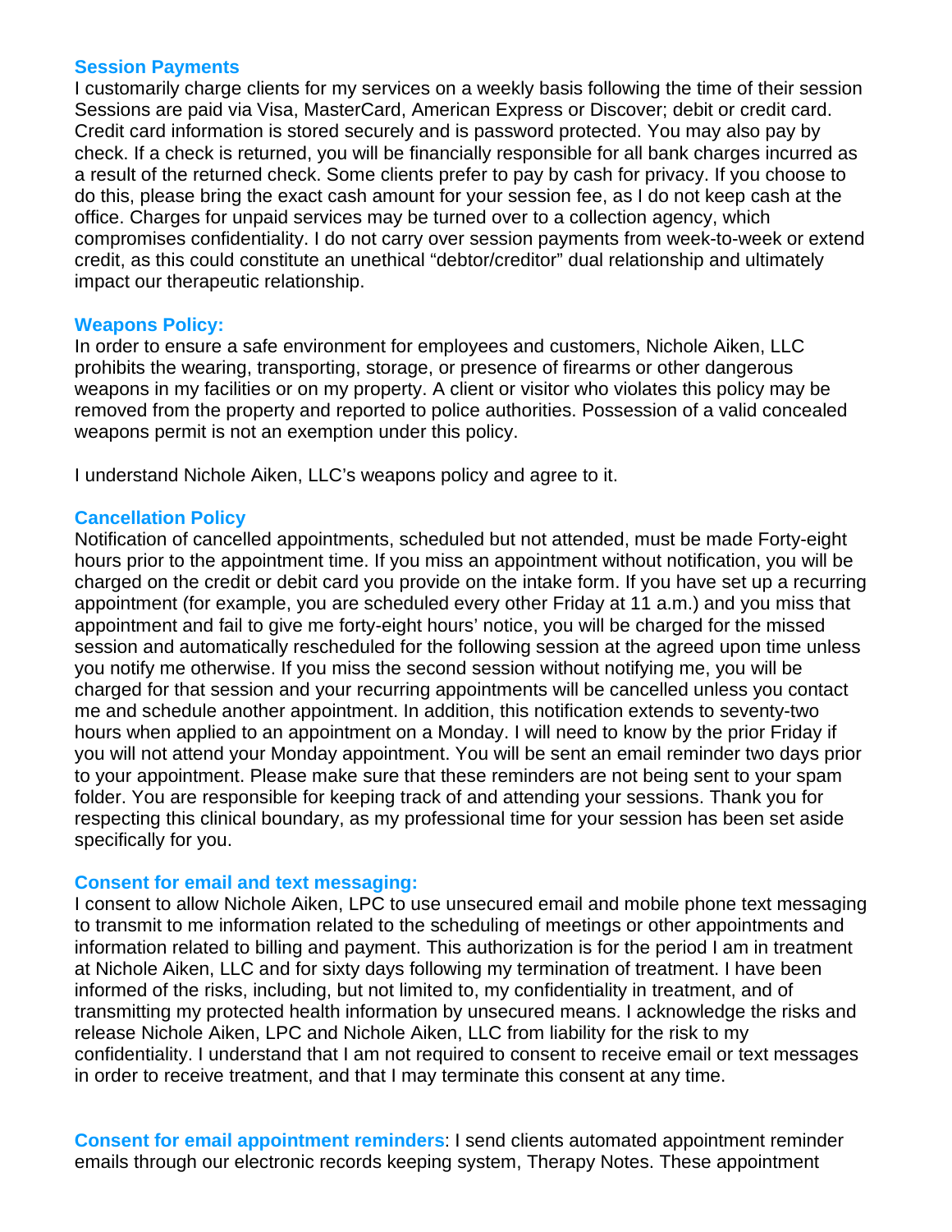### Session Payments

I customarily charge clients for my services on a weekly basis following the time of their session Sessions are paid via Visa, MasterCard, American Express or Discover; debit or credit card. Credit card information is stored securely and is password protected. You may also pay by check. If a check is returned, you will be financially responsible for all bank charges incurred as a result of the returned check. Some clients prefer to pay by cash for privacy. If you choose to do this, please bring the exact cash amount for your session fee, as I do not keep cash at the office. Charges for unpaid services may be turned over to a collection agency, which compromises confidentiality. I do not carry over session payments from week-to-week or extend credit, as this could constitute an unethical "debtor/creditor" dual relationship and ultimately impact our therapeutic relationship.

### Weapons Policy:

In order to ensure a safe environment for employees and customers, Nichole Aiken, LLC prohibits the wearing, transporting, storage, or presence of firearms or other dangerous weapons in my facilities or on my property. A client or visitor who violates this policy may be removed from the property and reported to police authorities. Possession of a valid concealed weapons permit is not an exemption under this policy.

I understand Nichole Aiken, LLC's weapons policy and agree to it.

### Cancellation Policy

Notification of cancelled appointments, scheduled but not attended, must be made Forty-eight hours prior to the appointment time. If you miss an appointment without notification, you will be charged on the credit or debit card you provide on the intake form. If you have set up a recurring appointment (for example, you are scheduled every other Friday at 11 a.m.) and you miss that appointment and fail to give me forty-eight hours' notice, you will be charged for the missed session and automatically rescheduled for the following session at the agreed upon time unless you notify me otherwise. If you miss the second session without notifying me, you will be charged for that session and your recurring appointments will be cancelled unless you contact me and schedule another appointment. In addition, this notification extends to seventy-two hours when applied to an appointment on a Monday. I will need to know by the prior Friday if you will not attend your Monday appointment. You will be sent an email reminder two days prior to your appointment. Please make sure that these reminders are not being sent to your spam folder. You are responsible for keeping track of and attending your sessions. Thank you for respecting this clinical boundary, as my professional time for your session has been set aside specifically for you.

### Consent for email and text messaging:

I consent to allow Nichole Aiken, LPC to use unsecured email and mobile phone text messaging to transmit to me information related to the scheduling of meetings or other appointments and information related to billing and payment. This authorization is for the period I am in treatment at Nichole Aiken, LLC and for sixty days following my termination of treatment. I have been informed of the risks, including, but not limited to, my confidentiality in treatment, and of transmitting my protected health information by unsecured means. I acknowledge the risks and release Nichole Aiken, LPC and Nichole Aiken, LLC from liability for the risk to my confidentiality. I understand that I am not required to consent to receive email or text messages in order to receive treatment, and that I may terminate this consent at any time.

**Consent for email appointment reminders**: I send clients automated appointment reminder emails through our electronic records keeping system, Therapy Notes. These appointment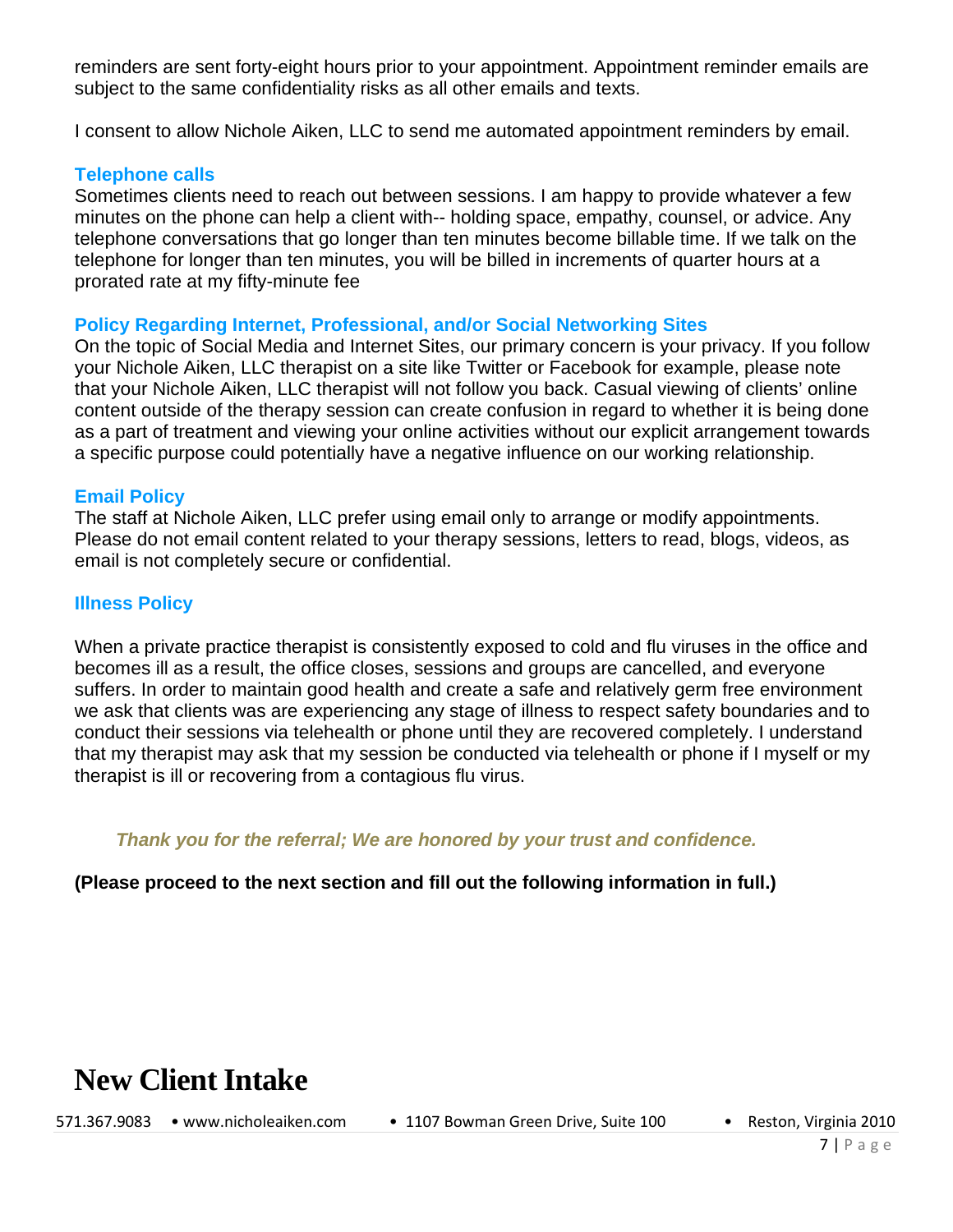reminders are sent forty-eight hours prior to your appointment. Appointment reminder emails are subject to the same confidentiality risks as all other emails and texts.

I consent to allow Nichole Aiken, LLC to send me automated appointment reminders by email.

### Telephone calls

Sometimes clients need to reach out between sessions. I am happy to provide whatever a few minutes on the phone can help a client with-- holding space, empathy, counsel, or advice. Any telephone conversations that go longer than ten minutes become billable time. If we talk on the telephone for longer than ten minutes, you will be billed in increments of quarter hours at a prorated rate at my fifty-minute fee

### Policy Regarding Internet, Professional, and/or Social Networking Sites

On the topic of Social Media and Internet Sites, our primary concern is your privacy. If you follow your Nichole Aiken, LLC therapist on a site like Twitter or Facebook for example, please note that your Nichole Aiken, LLC therapist will not follow you back. Casual viewing of clients' online content outside of the therapy session can create confusion in regard to whether it is being done as a part of treatment and viewing your online activities without our explicit arrangement towards a specific purpose could potentially have a negative influence on our working relationship.

### Email Policy

The staff at Nichole Aiken, LLC prefer using email only to arrange or modify appointments. Please do not email content related to your therapy sessions, letters to read, blogs, videos, as email is not completely secure or confidential.

### Illness Policy

When a private practice therapist is consistently exposed to cold and flu viruses in the office and becomes ill as a result, the office closes, sessions and groups are cancelled, and everyone suffers. In order to maintain good health and create a safe and relatively germ free environment we ask that clients was are experiencing any stage of illness to respect safety boundaries and to conduct their sessions via telehealth or phone until they are recovered completely. I understand that my therapist may ask that my session be conducted via telehealth or phone if I myself or my therapist is ill or recovering from a contagious flu virus.

***Thank you for the referral; We are honored by your trust and confidence.***

**(Please proceed to the next section and fill out the following information in full.)**

# New Client Intake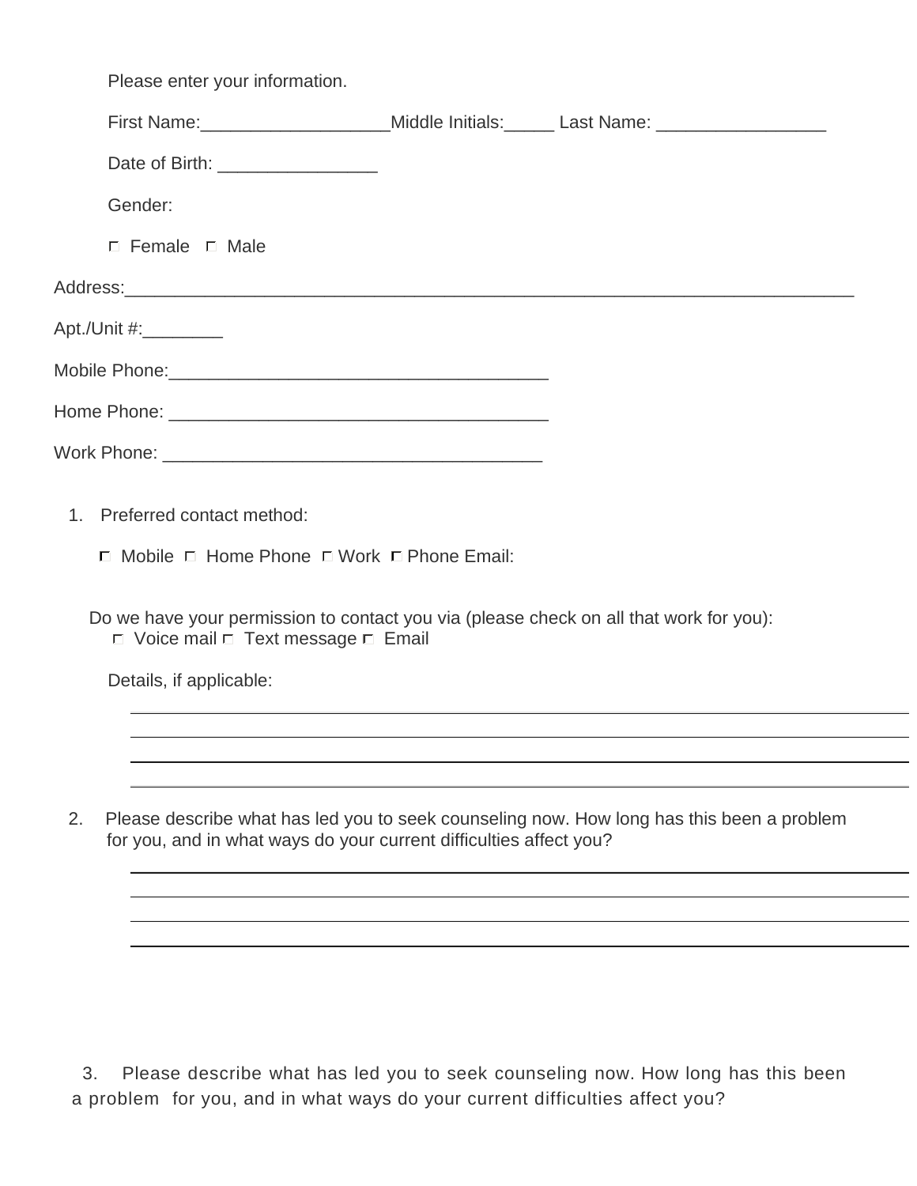Please enter your information.

First Name:___________________ Middle Initials:_____ Last Name: _________________

Date of Birth: ________________

Gender:

☐ Female ☐ Male

Address:___________________________________________________________________________

Apt./Unit #:________

Mobile Phone:_______________________________________

Home Phone: _______________________________________

Work Phone: _______________________________________

1. Preferred contact method:

   ☐ Mobile ☐ Home Phone ☐ Work ☐ Phone Email:

   Do we have your permission to contact you via (please check on all that work for you):
   ☐ Voice mail ☐ Text message ☐ Email

   Details, if applicable:

   ______________________________________________________________________________

   ______________________________________________________________________________

   ______________________________________________________________________________

   ______________________________________________________________________________

2. Please describe what has led you to seek counseling now. How long has this been a problem for you, and in what ways do your current difficulties affect you?

   ______________________________________________________________________________

   ______________________________________________________________________________

   ______________________________________________________________________________

   ______________________________________________________________________________

3. Please describe what has led you to seek counseling now. How long has this been a problem for you, and in what ways do your current difficulties affect you?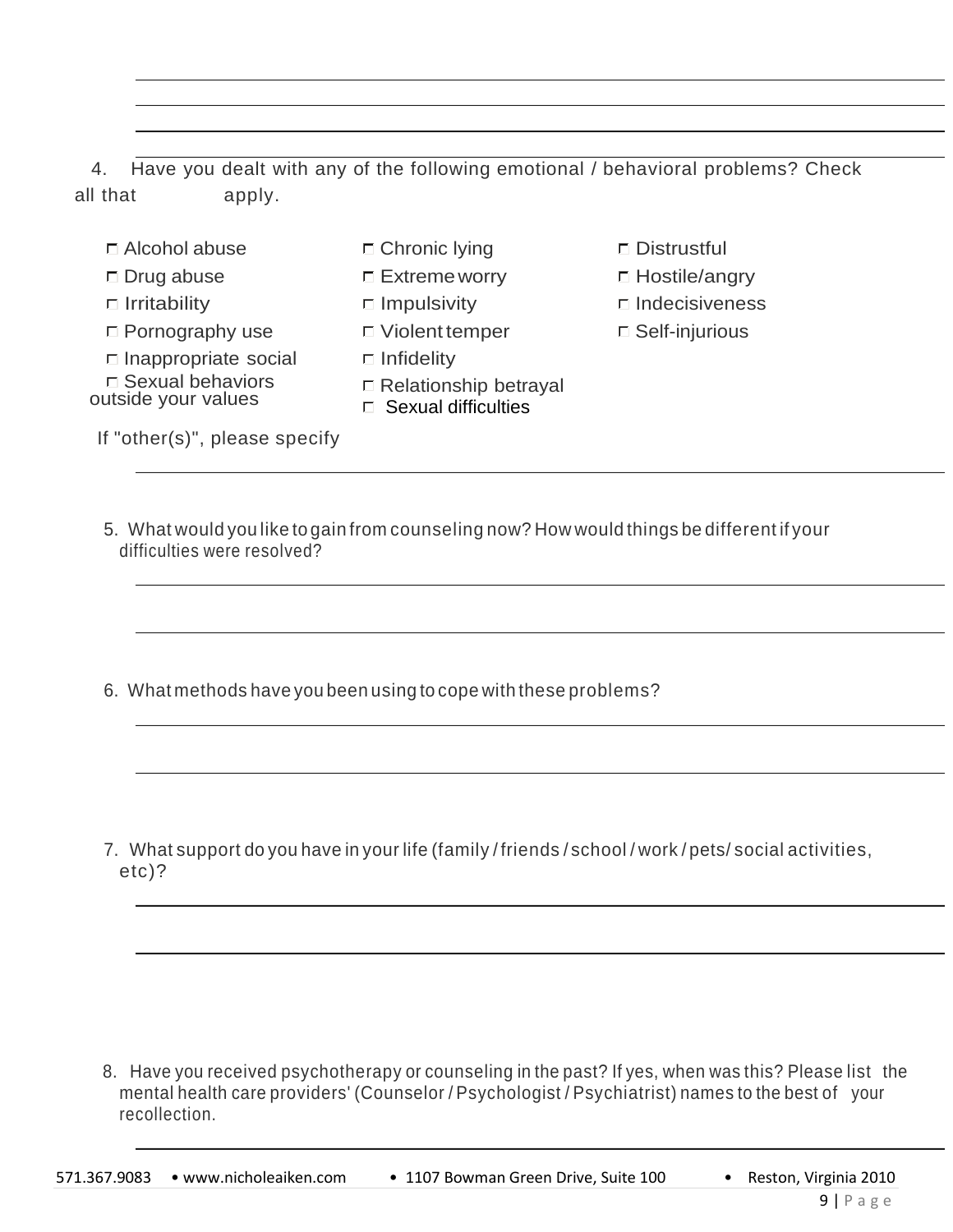4. Have you dealt with any of the following emotional / behavioral problems? Check all that apply.

- ☐ Alcohol abuse
- ☐ Drug abuse
- ☐ Irritability
- ☐ Pornography use
- ☐ Inappropriate social
- ☐ Sexual behaviors outside your values
- ☐ Chronic lying
- ☐ Extreme worry
- ☐ Impulsivity
- ☐ Violent temper
- ☐ Infidelity
- ☐ Relationship betrayal
- ☐ Sexual difficulties
- ☐ Distrustful
- ☐ Hostile/angry
- ☐ Indecisiveness
- ☐ Self-injurious

If "other(s)", please specify

___

5. What would you like to gain from counseling now? How would things be different if your difficulties were resolved?

___

___

6. What methods have you been using to cope with these problems?

___

___

7. What support do you have in your life (family / friends / school / work / pets/ social activities, etc)?

___

___

8. Have you received psychotherapy or counseling in the past? If yes, when was this? Please list the mental health care providers' (Counselor / Psychologist / Psychiatrist) names to the best of your recollection.

___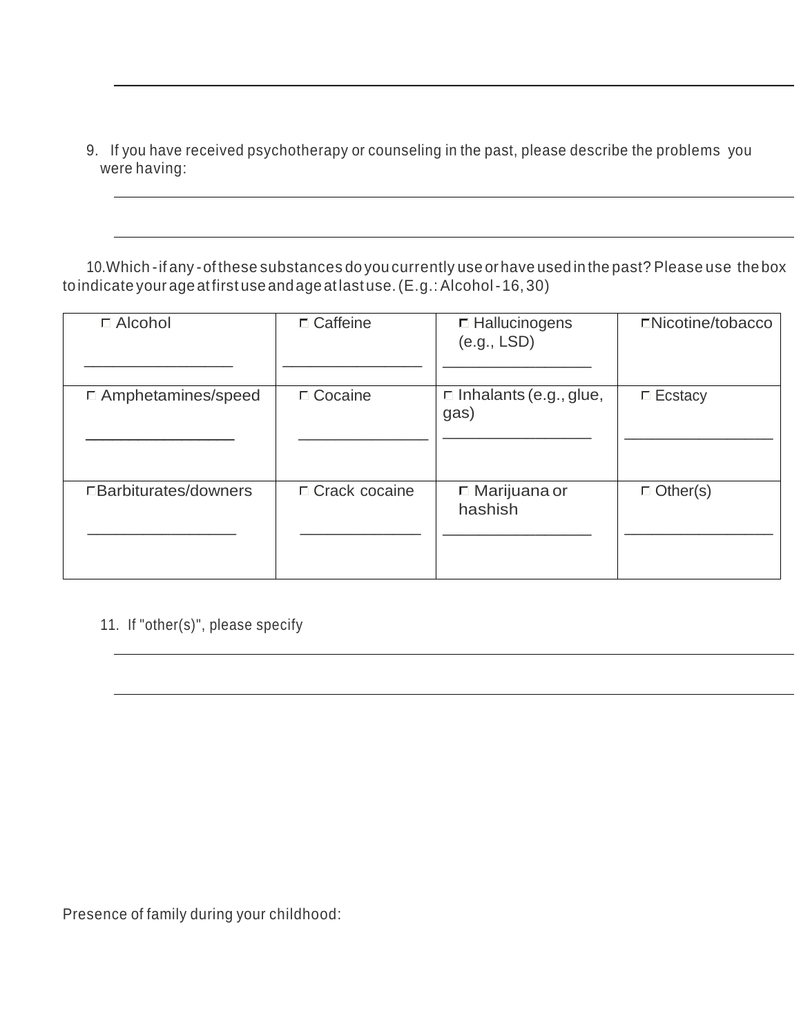9. If you have received psychotherapy or counseling in the past, please describe the problems you were having:

______________________________________________________________________

______________________________________________________________________

10. Which - if any - of these substances do you currently use or have used in the past? Please use the box to indicate your age at first use and age at last use. (E.g.: Alcohol - 16, 30)

| ☐ Alcohol | ☐ Caffeine | ☐ Hallucinogens (e.g., LSD) | ☐ Nicotine/tobacco |
|---|---|---|---|
| ________________ | ________________ | ________________ | |
| ☐ Amphetamines/speed | ☐ Cocaine | ☐ Inhalants (e.g., glue, gas) | ☐ Ecstacy |
| ________________ | ________________ | ________________ | ________________ |
| ☐ Barbiturates/downers | ☐ Crack cocaine | ☐ Marijuana or hashish | ☐ Other(s) |
| ________________ | ________________ | ________________ | ________________ |

11. If "other(s)", please specify

______________________________________________________________________

______________________________________________________________________

Presence of family during your childhood: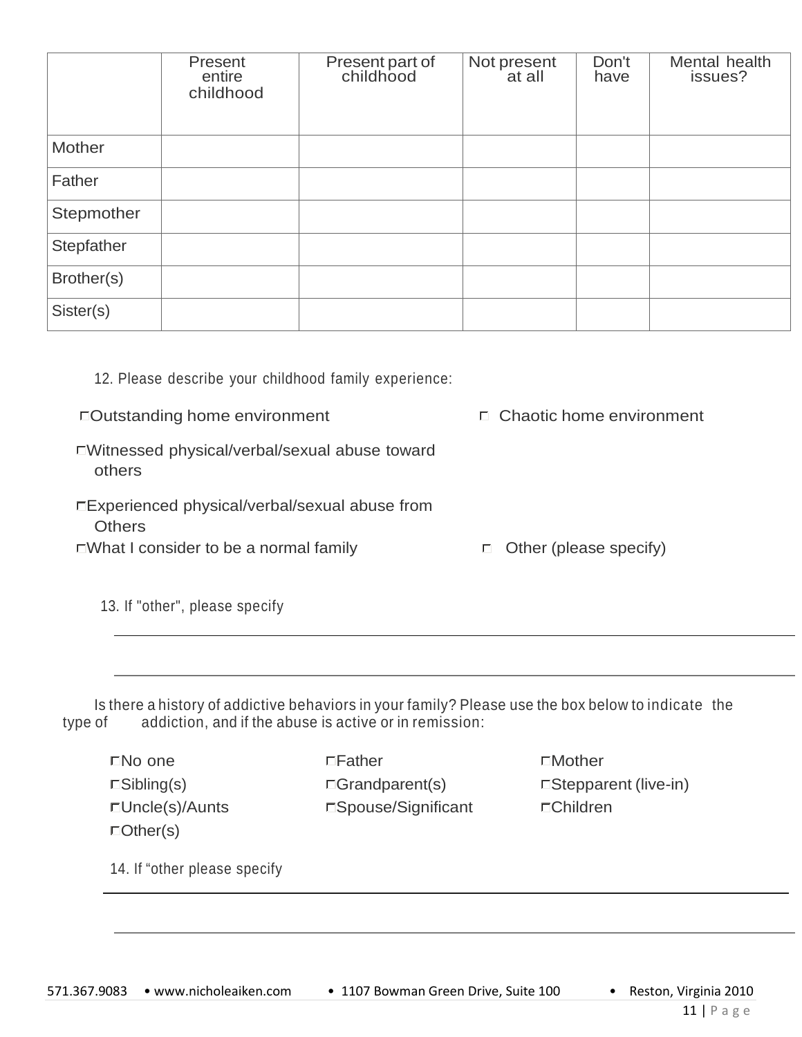| | Present entire childhood | Present part of childhood | Not present at all | Don't have | Mental health issues? |
|---|---|---|---|---|---|
| Mother | | | | | |
| Father | | | | | |
| Stepmother | | | | | |
| Stepfather | | | | | |
| Brother(s) | | | | | |
| Sister(s) | | | | | |

12. Please describe your childhood family experience:

- ☐ Outstanding home environment
- ☐ Chaotic home environment
- ☐ Witnessed physical/verbal/sexual abuse toward others
- ☐ Experienced physical/verbal/sexual abuse from Others
- ☐ What I consider to be a normal family
- ☐ Other (please specify)

13. If "other", please specify

_______________________________________________

_______________________________________________

Is there a history of addictive behaviors in your family? Please use the box below to indicate the type of addiction, and if the abuse is active or in remission:

- ☐ No one
- ☐ Father
- ☐ Mother
- ☐ Sibling(s)
- ☐ Grandparent(s)
- ☐ Stepparent (live-in)
- ☐ Uncle(s)/Aunts
- ☐ Spouse/Significant
- ☐ Children
- ☐ Other(s)

14. If "other please specify

_______________________________________________

_______________________________________________

571.367.9083 • www.nicholeaiken.com • 1107 Bowman Green Drive, Suite 100 • Reston, Virginia 2010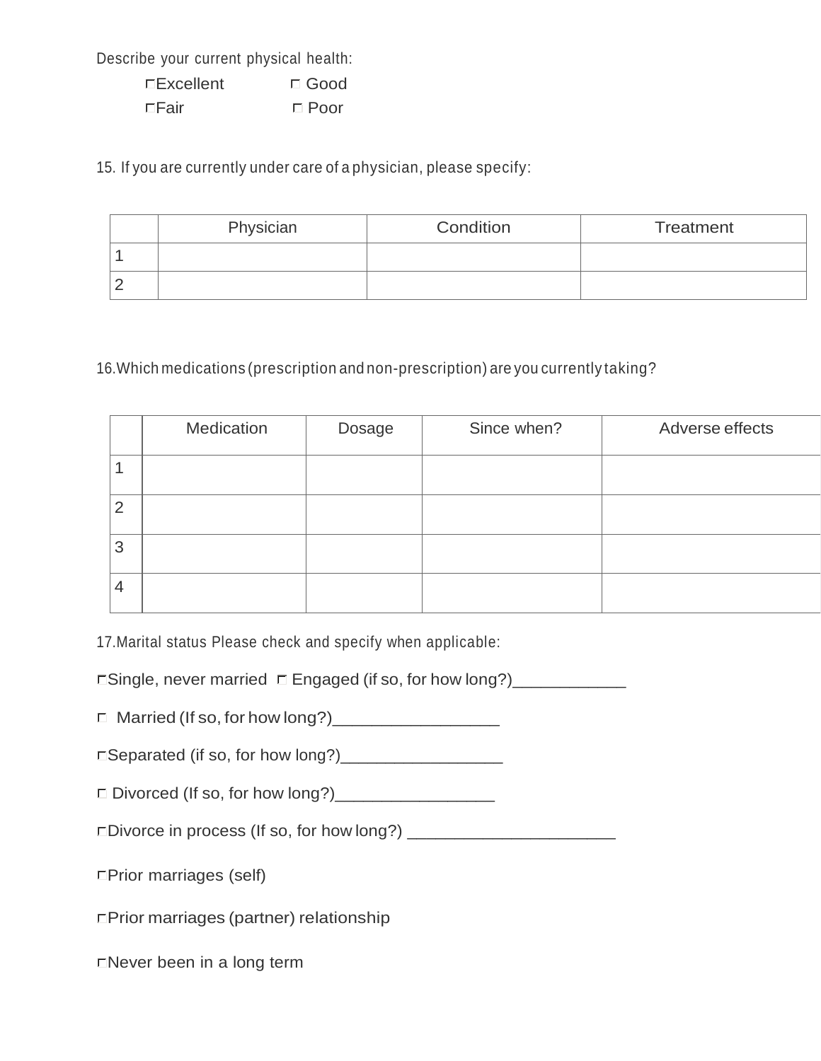Describe your current physical health:

☐ Excellent ☐ Good

☐ Fair ☐ Poor

15. If you are currently under care of a physician, please specify:

| | Physician | Condition | Treatment |
|---|---|---|---|
| 1 | | | |
| 2 | | | |

16. Which medications (prescription and non-prescription) are you currently taking?

| | Medication | Dosage | Since when? | Adverse effects |
|---|---|---|---|---|
| 1 | | | | |
| 2 | | | | |
| 3 | | | | |
| 4 | | | | |

17. Marital status Please check and specify when applicable:

☐ Single, never married ☐ Engaged (if so, for how long?)____________

☐ Married (If so, for how long?)_________________

☐ Separated (if so, for how long?)_________________

☐ Divorced (If so, for how long?)_________________

☐ Divorce in process (If so, for how long?) _____________________

☐ Prior marriages (self)

☐ Prior marriages (partner) relationship

☐ Never been in a long term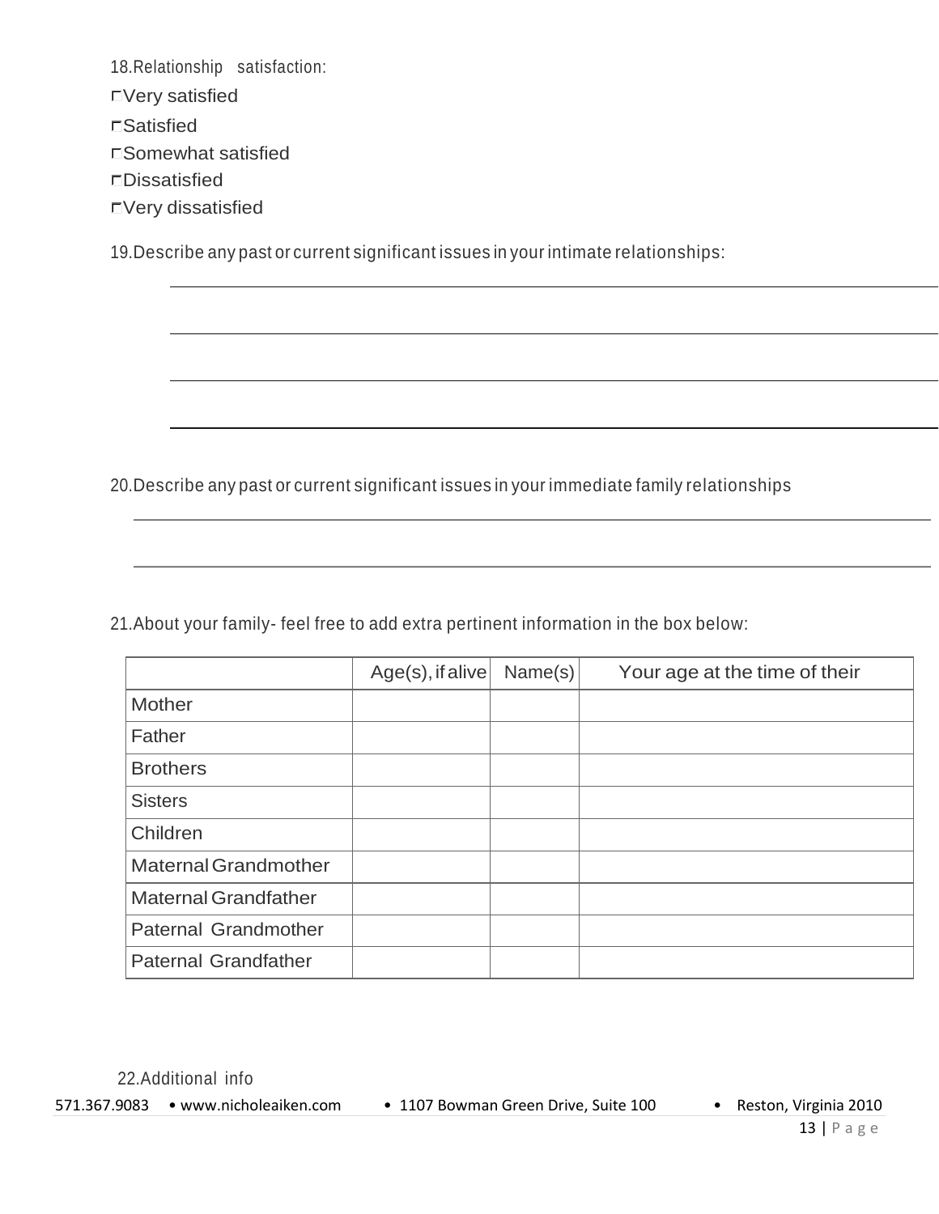18.Relationship satisfaction:

- ☐ Very satisfied
- ☐ Satisfied
- ☐ Somewhat satisfied
- ☐ Dissatisfied
- ☐ Very dissatisfied

19.Describe any past or current significant issues in your intimate relationships:

\_\_\_\_\_\_\_\_\_\_\_\_\_\_\_\_\_\_\_\_\_\_\_\_\_\_\_\_\_\_\_\_\_\_\_\_\_\_\_\_\_\_\_\_\_\_\_\_\_\_\_\_\_\_\_\_\_\_\_\_

\_\_\_\_\_\_\_\_\_\_\_\_\_\_\_\_\_\_\_\_\_\_\_\_\_\_\_\_\_\_\_\_\_\_\_\_\_\_\_\_\_\_\_\_\_\_\_\_\_\_\_\_\_\_\_\_\_\_\_\_

\_\_\_\_\_\_\_\_\_\_\_\_\_\_\_\_\_\_\_\_\_\_\_\_\_\_\_\_\_\_\_\_\_\_\_\_\_\_\_\_\_\_\_\_\_\_\_\_\_\_\_\_\_\_\_\_\_\_\_\_

\_\_\_\_\_\_\_\_\_\_\_\_\_\_\_\_\_\_\_\_\_\_\_\_\_\_\_\_\_\_\_\_\_\_\_\_\_\_\_\_\_\_\_\_\_\_\_\_\_\_\_\_\_\_\_\_\_\_\_\_

20.Describe any past or current significant issues in your immediate family relationships

\_\_\_\_\_\_\_\_\_\_\_\_\_\_\_\_\_\_\_\_\_\_\_\_\_\_\_\_\_\_\_\_\_\_\_\_\_\_\_\_\_\_\_\_\_\_\_\_\_\_\_\_\_\_\_\_\_\_\_\_

\_\_\_\_\_\_\_\_\_\_\_\_\_\_\_\_\_\_\_\_\_\_\_\_\_\_\_\_\_\_\_\_\_\_\_\_\_\_\_\_\_\_\_\_\_\_\_\_\_\_\_\_\_\_\_\_\_\_\_\_

21.About your family- feel free to add extra pertinent information in the box below:

| | Age(s), if alive | Name(s) | Your age at the time of their |
|---|---|---|---|
| Mother | | | |
| Father | | | |
| Brothers | | | |
| Sisters | | | |
| Children | | | |
| Maternal Grandmother | | | |
| Maternal Grandfather | | | |
| Paternal Grandmother | | | |
| Paternal Grandfather | | | |

22.Additional info

571.367.9083 • www.nicholeaiken.com • 1107 Bowman Green Drive, Suite 100 • Reston, Virginia 2010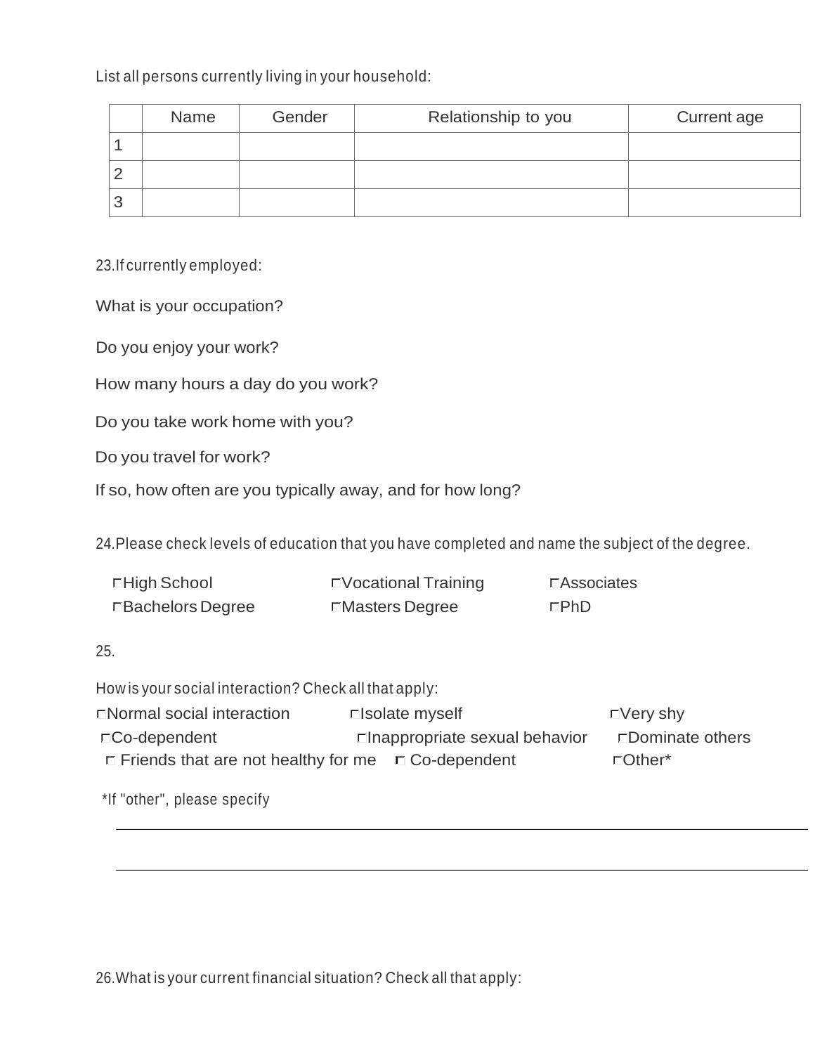List all persons currently living in your household:

| | Name | Gender | Relationship to you | Current age |
|---|---|---|---|---|
| 1 | | | | |
| 2 | | | | |
| 3 | | | | |

23. If currently employed:

What is your occupation?

Do you enjoy your work?

How many hours a day do you work?

Do you take work home with you?

Do you travel for work?

If so, how often are you typically away, and for how long?

24. Please check levels of education that you have completed and name the subject of the degree.

- ☐ High School
- ☐ Vocational Training
- ☐ Associates
- ☐ Bachelors Degree
- ☐ Masters Degree
- ☐ PhD

25.

How is your social interaction? Check all that apply:

- ☐ Normal social interaction
- ☐ Isolate myself
- ☐ Very shy
- ☐ Co-dependent
- ☐ Inappropriate sexual behavior
- ☐ Dominate others
- ☐ Friends that are not healthy for me
- ☐ Co-dependent
- ☐ Other*

*If "other", please specify

\_\_\_\_\_\_\_\_\_\_\_\_\_\_\_\_\_\_\_\_\_\_\_\_\_\_\_\_\_\_\_\_\_\_\_\_\_\_\_\_\_\_\_\_\_\_\_\_\_\_\_\_\_\_\_\_

\_\_\_\_\_\_\_\_\_\_\_\_\_\_\_\_\_\_\_\_\_\_\_\_\_\_\_\_\_\_\_\_\_\_\_\_\_\_\_\_\_\_\_\_\_\_\_\_\_\_\_\_\_\_\_\_

26. What is your current financial situation? Check all that apply: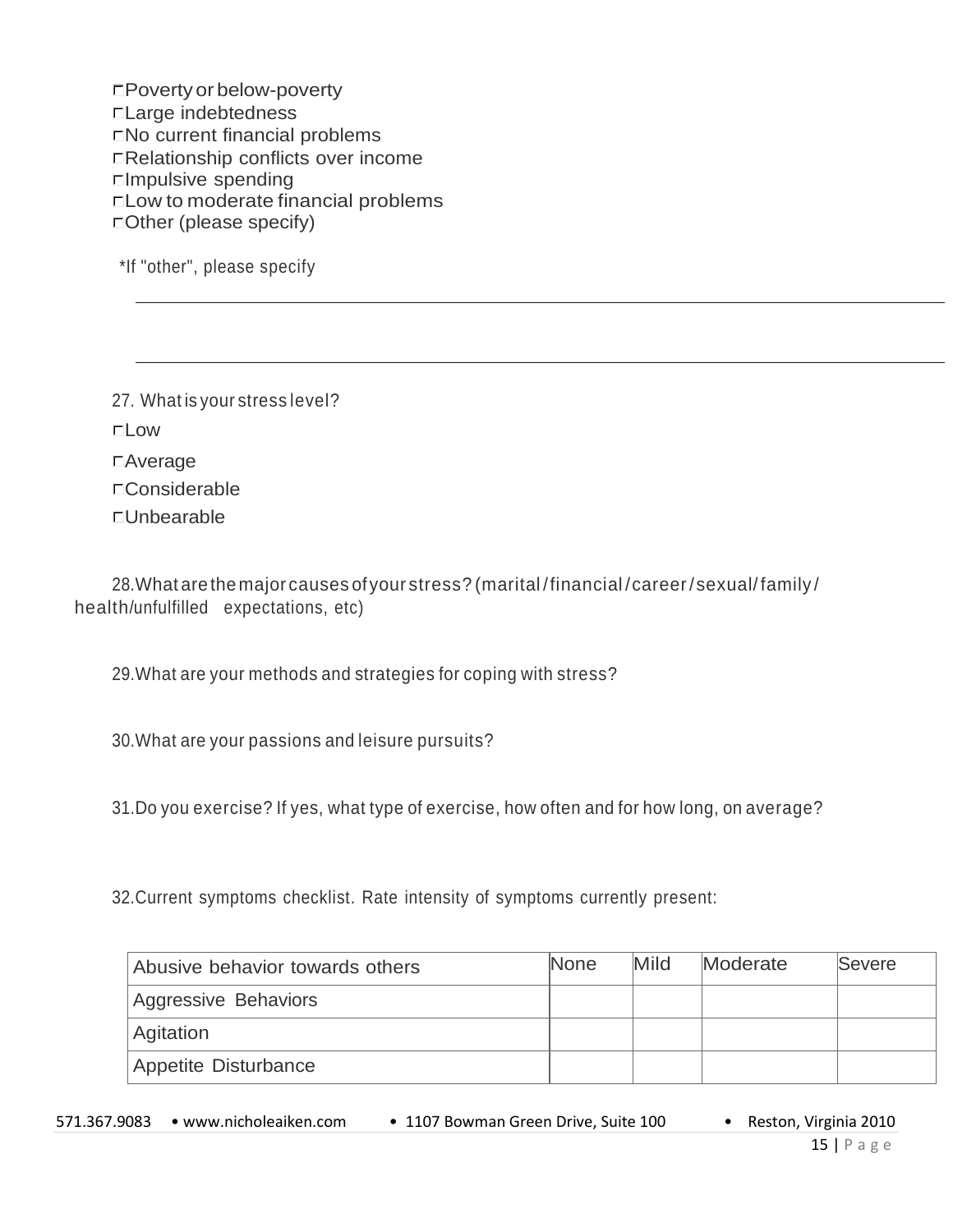- ☐ Poverty or below-poverty
- ☐ Large indebtedness
- ☐ No current financial problems
- ☐ Relationship conflicts over income
- ☐ Impulsive spending
- ☐ Low to moderate financial problems
- ☐ Other (please specify)

*If "other", please specify

\_\_\_\_\_\_\_\_\_\_\_\_\_\_\_\_\_\_\_\_\_\_\_\_\_\_\_\_\_\_\_\_\_\_\_\_\_\_\_\_\_\_\_\_\_\_\_\_\_\_\_\_\_\_\_\_\_\_\_\_\_\_\_\_\_\_\_\_\_\_\_\_

\_\_\_\_\_\_\_\_\_\_\_\_\_\_\_\_\_\_\_\_\_\_\_\_\_\_\_\_\_\_\_\_\_\_\_\_\_\_\_\_\_\_\_\_\_\_\_\_\_\_\_\_\_\_\_\_\_\_\_\_\_\_\_\_\_\_\_\_\_\_\_\_

27. What is your stress level?

- ☐ Low
- ☐ Average
- ☐ Considerable
- ☐ Unbearable

28. What are the major causes of your stress? (marital/financial/career/sexual/family/health/unfulfilled expectations, etc)

29. What are your methods and strategies for coping with stress?

30. What are your passions and leisure pursuits?

31. Do you exercise? If yes, what type of exercise, how often and for how long, on average?

32. Current symptoms checklist. Rate intensity of symptoms currently present:

| Abusive behavior towards others | None | Mild | Moderate | Severe |
|---|---|---|---|---|
| Aggressive Behaviors | | | | |
| Agitation | | | | |
| Appetite Disturbance | | | | |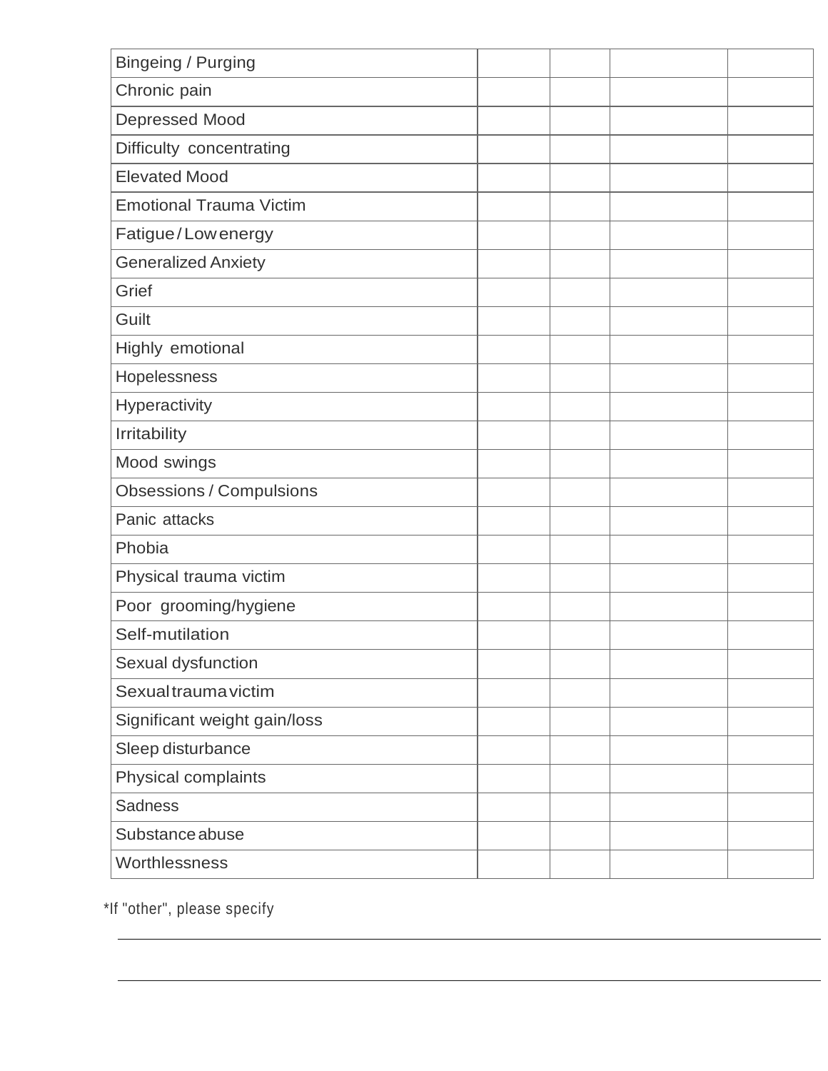| | | | | |
|---|---|---|---|---|
| Bingeing / Purging | | | | |
| Chronic pain | | | | |
| Depressed Mood | | | | |
| Difficulty concentrating | | | | |
| Elevated Mood | | | | |
| Emotional Trauma Victim | | | | |
| Fatigue / Low energy | | | | |
| Generalized Anxiety | | | | |
| Grief | | | | |
| Guilt | | | | |
| Highly emotional | | | | |
| Hopelessness | | | | |
| Hyperactivity | | | | |
| Irritability | | | | |
| Mood swings | | | | |
| Obsessions / Compulsions | | | | |
| Panic attacks | | | | |
| Phobia | | | | |
| Physical trauma victim | | | | |
| Poor grooming/hygiene | | | | |
| Self-mutilation | | | | |
| Sexual dysfunction | | | | |
| Sexual trauma victim | | | | |
| Significant weight gain/loss | | | | |
| Sleep disturbance | | | | |
| Physical complaints | | | | |
| Sadness | | | | |
| Substance abuse | | | | |
| Worthlessness | | | | |

*If "other", please specify

______________________________________________________________________

______________________________________________________________________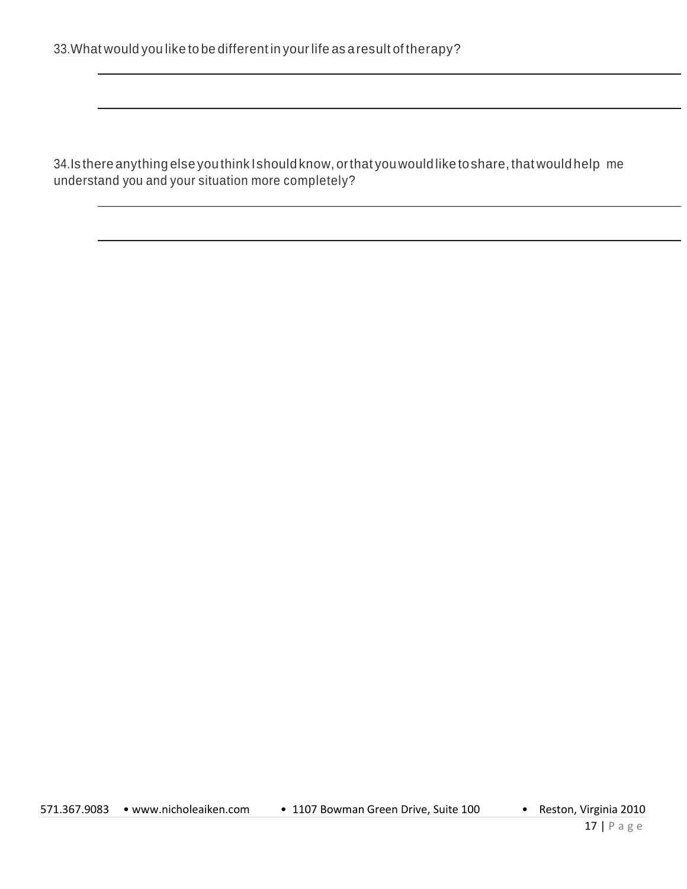33. What would you like to be different in your life as a result of therapy?

______________________________________________________________________

______________________________________________________________________

34. Is there anything else you think I should know, or that you would like to share, that would help me understand you and your situation more completely?

______________________________________________________________________

______________________________________________________________________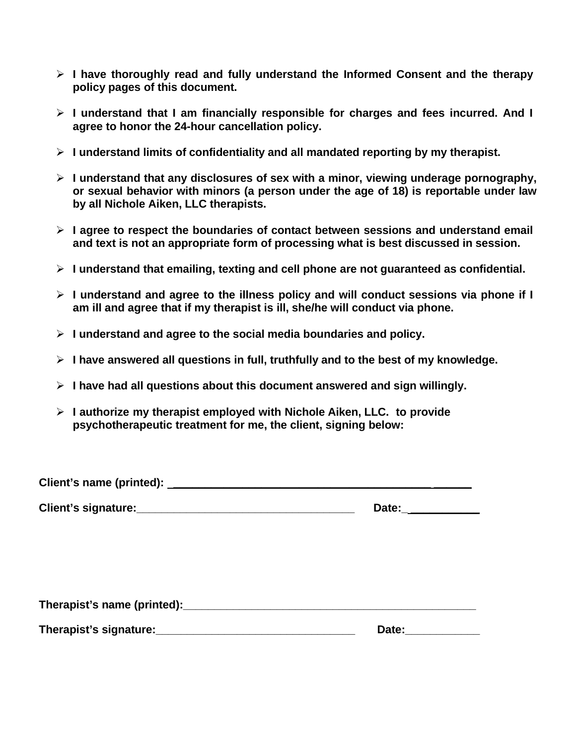- **I have thoroughly read and fully understand the Informed Consent and the therapy policy pages of this document.**
- **I understand that I am financially responsible for charges and fees incurred. And I agree to honor the 24-hour cancellation policy.**
- **I understand limits of confidentiality and all mandated reporting by my therapist.**
- **I understand that any disclosures of sex with a minor, viewing underage pornography, or sexual behavior with minors (a person under the age of 18) is reportable under law by all Nichole Aiken, LLC therapists.**
- **I agree to respect the boundaries of contact between sessions and understand email and text is not an appropriate form of processing what is best discussed in session.**
- **I understand that emailing, texting and cell phone are not guaranteed as confidential.**
- **I understand and agree to the illness policy and will conduct sessions via phone if I am ill and agree that if my therapist is ill, she/he will conduct via phone.**
- **I understand and agree to the social media boundaries and policy.**
- **I have answered all questions in full, truthfully and to the best of my knowledge.**
- **I have had all questions about this document answered and sign willingly.**
- **I authorize my therapist employed with Nichole Aiken, LLC. to provide psychotherapeutic treatment for me, the client, signing below:**

**Client's name (printed):** ______________________________________________

**Client's signature:**____________________________________ **Date:**____________

**Therapist's name (printed):**________________________________________________

**Therapist's signature:**_________________________________ **Date:**____________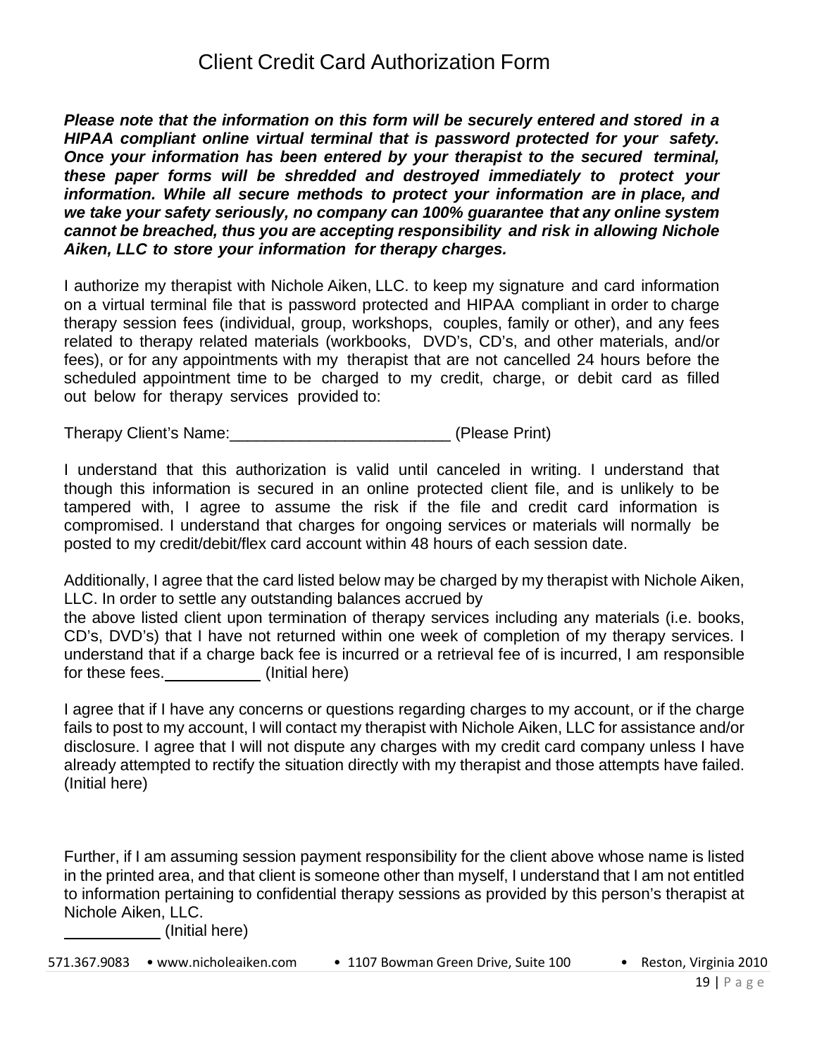# Client Credit Card Authorization Form

***Please note that the information on this form will be securely entered and stored in a HIPAA compliant online virtual terminal that is password protected for your safety. Once your information has been entered by your therapist to the secured terminal, these paper forms will be shredded and destroyed immediately to protect your information. While all secure methods to protect your information are in place, and we take your safety seriously, no company can 100% guarantee that any online system cannot be breached, thus you are accepting responsibility and risk in allowing Nichole Aiken, LLC to store your information for therapy charges.***

I authorize my therapist with Nichole Aiken, LLC. to keep my signature and card information on a virtual terminal file that is password protected and HIPAA compliant in order to charge therapy session fees (individual, group, workshops, couples, family or other), and any fees related to therapy related materials (workbooks, DVD's, CD's, and other materials, and/or fees), or for any appointments with my therapist that are not cancelled 24 hours before the scheduled appointment time to be charged to my credit, charge, or debit card as filled out below for therapy services provided to:

Therapy Client's Name:_________________________ (Please Print)

I understand that this authorization is valid until canceled in writing. I understand that though this information is secured in an online protected client file, and is unlikely to be tampered with, I agree to assume the risk if the file and credit card information is compromised. I understand that charges for ongoing services or materials will normally be posted to my credit/debit/flex card account within 48 hours of each session date.

Additionally, I agree that the card listed below may be charged by my therapist with Nichole Aiken, LLC. In order to settle any outstanding balances accrued by
the above listed client upon termination of therapy services including any materials (i.e. books, CD's, DVD's) that I have not returned within one week of completion of my therapy services. I understand that if a charge back fee is incurred or a retrieval fee of is incurred, I am responsible for these fees.___________ (Initial here)

I agree that if I have any concerns or questions regarding charges to my account, or if the charge fails to post to my account, I will contact my therapist with Nichole Aiken, LLC for assistance and/or disclosure. I agree that I will not dispute any charges with my credit card company unless I have already attempted to rectify the situation directly with my therapist and those attempts have failed. (Initial here)

Further, if I am assuming session payment responsibility for the client above whose name is listed in the printed area, and that client is someone other than myself, I understand that I am not entitled to information pertaining to confidential therapy sessions as provided by this person's therapist at Nichole Aiken, LLC.
___________ (Initial here)

571.367.9083 • www.nicholeaiken.com • 1107 Bowman Green Drive, Suite 100 • Reston, Virginia 2010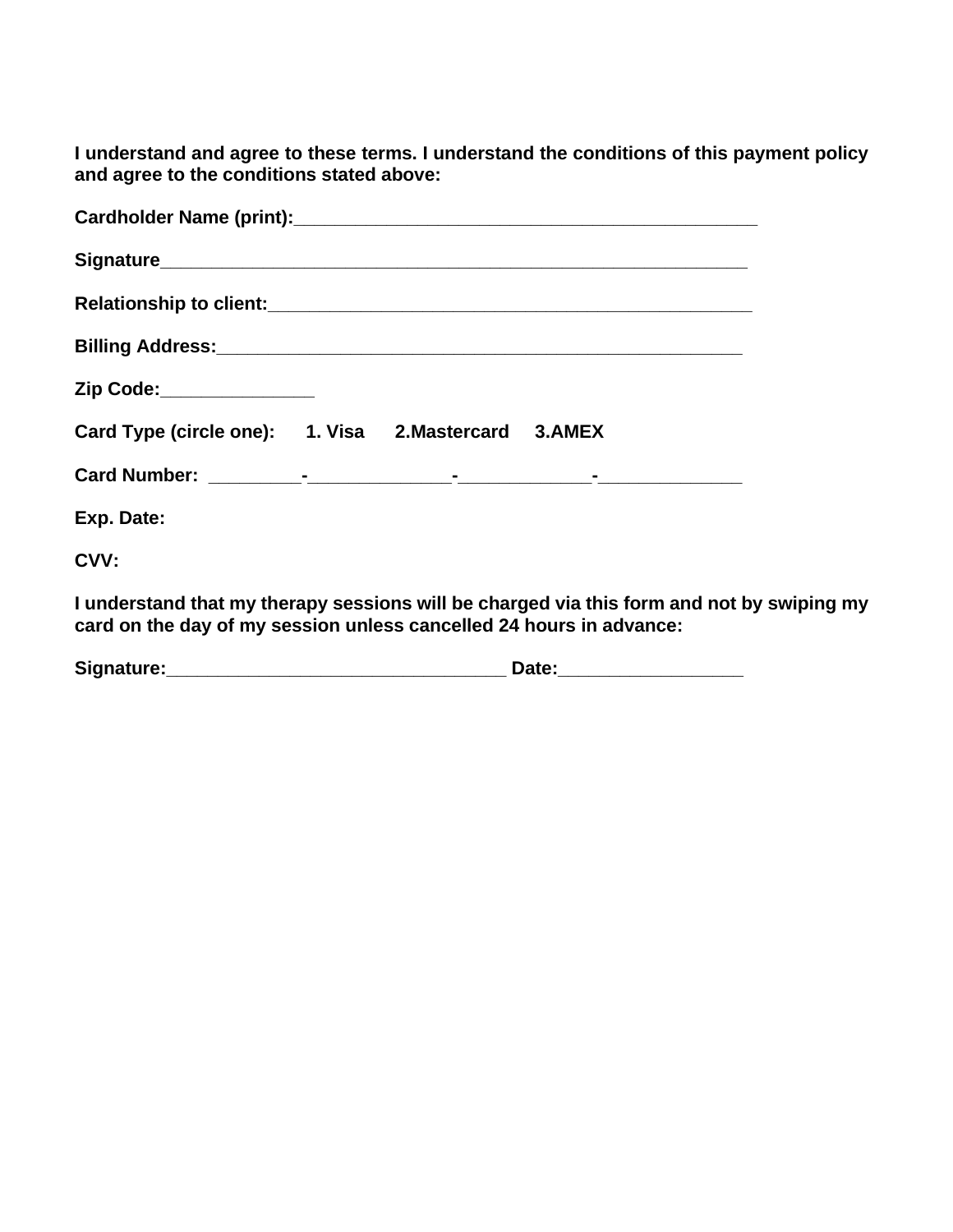**I understand and agree to these terms. I understand the conditions of this payment policy and agree to the conditions stated above:**

**Cardholder Name (print):**_____________________________________________

**Signature**_________________________________________________________

**Relationship to client:**_______________________________________________

**Billing Address:**_____________________________________________________

**Zip Code:**______________

**Card Type (circle one):     1. Visa     2.Mastercard     3.AMEX**

**Card Number:** _________-______________-_____________-______________

**Exp. Date:**

**CVV:**

**I understand that my therapy sessions will be charged via this form and not by swiping my card on the day of my session unless cancelled 24 hours in advance:**

**Signature:**_________________________________ **Date:**_________________